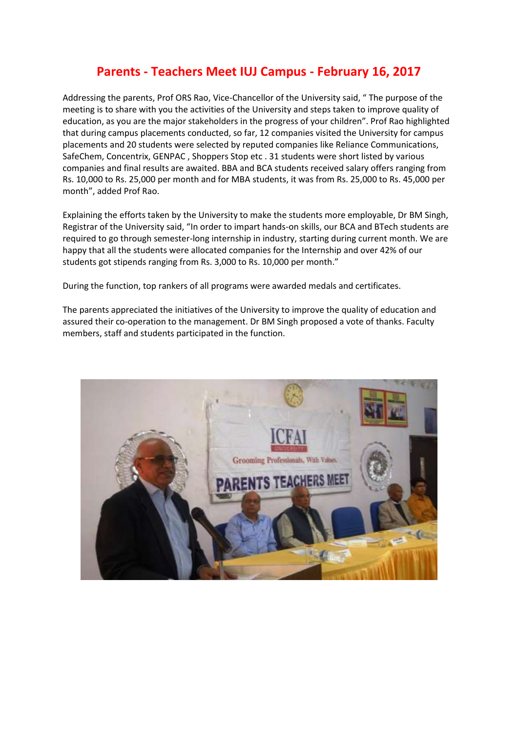# Parents - Teachers Meet IUJ Campus - February 16, 2017

Addressing the parents, Prof ORS Rao, Vice-Chancellor of the University said, " The purpose of the meeting is to share with you the activities of the University and steps taken to improve quality of education, as you are the major stakeholders in the progress of your children". Prof Rao highlighted that during campus placements conducted, so far, 12 companies visited the University for campus placements and 20 students were selected by reputed companies like Reliance Communications, SafeChem, Concentrix, GENPAC , Shoppers Stop etc . 31 students were short listed by various companies and final results are awaited. BBA and BCA students received salary offers ranging from Rs. 10,000 to Rs. 25,000 per month and for MBA students, it was from Rs. 25,000 to Rs. 45,000 per month", added Prof Rao.

Explaining the efforts taken by the University to make the students more employable, Dr BM Singh, Registrar of the University said, "In order to impart hands-on skills, our BCA and BTech students are required to go through semester-long internship in industry, starting during current month. We are happy that all the students were allocated companies for the Internship and over 42% of our students got stipends ranging from Rs. 3,000 to Rs. 10,000 per month."

During the function, top rankers of all programs were awarded medals and certificates.

The parents appreciated the initiatives of the University to improve the quality of education and assured their co-operation to the management. Dr BM Singh proposed a vote of thanks. Faculty members, staff and students participated in the function.